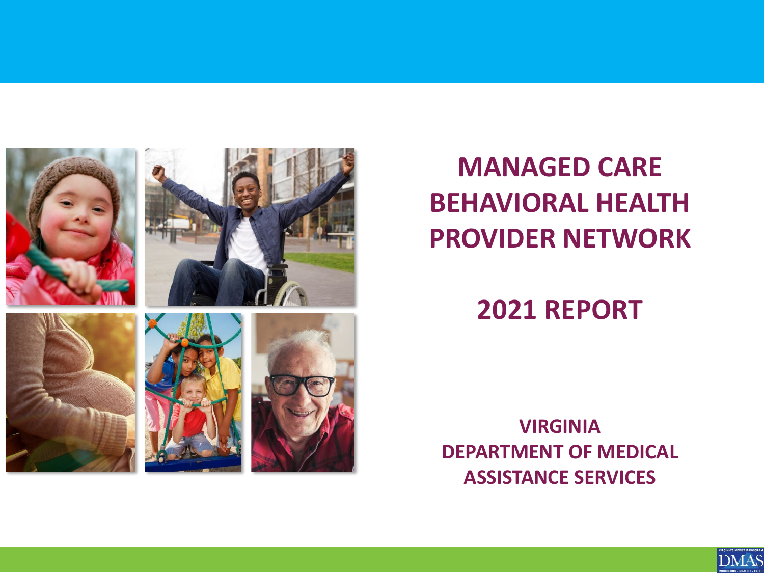# MANAGED CARE BEHAVIORAL HEALTH PROVIDER NETWORK

## 2021 REPORT

**VIRGINIA DEPARTMENT OF MEDICAL ASSISTANCE SERVICES**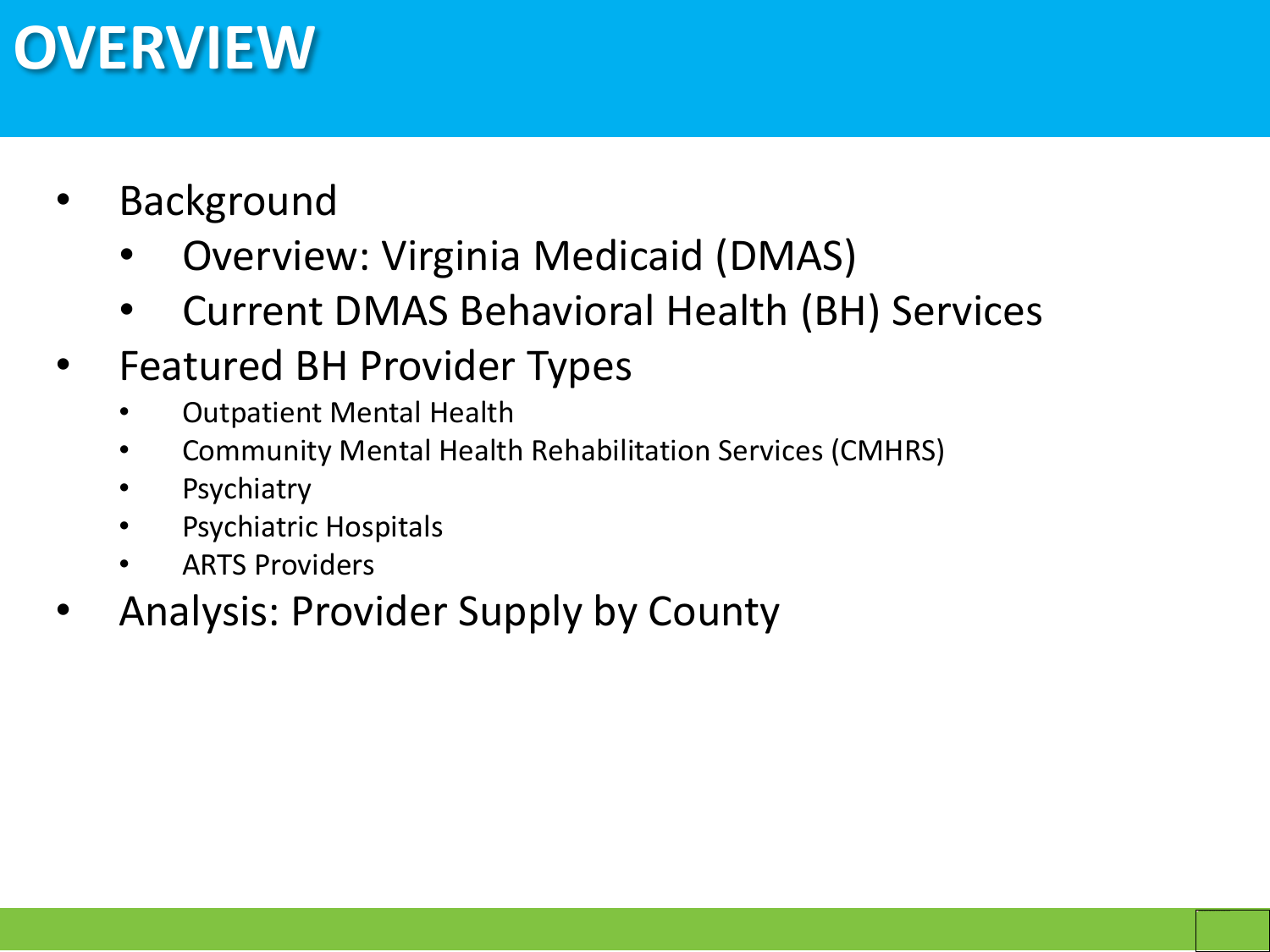# OVERVIEW

- Background
  - Overview: Virginia Medicaid (DMAS)
  - Current DMAS Behavioral Health (BH) Services
- Featured BH Provider Types
  - Outpatient Mental Health
  - Community Mental Health Rehabilitation Services (CMHRS)
  - Psychiatry
  - Psychiatric Hospitals
  - ARTS Providers
- Analysis: Provider Supply by County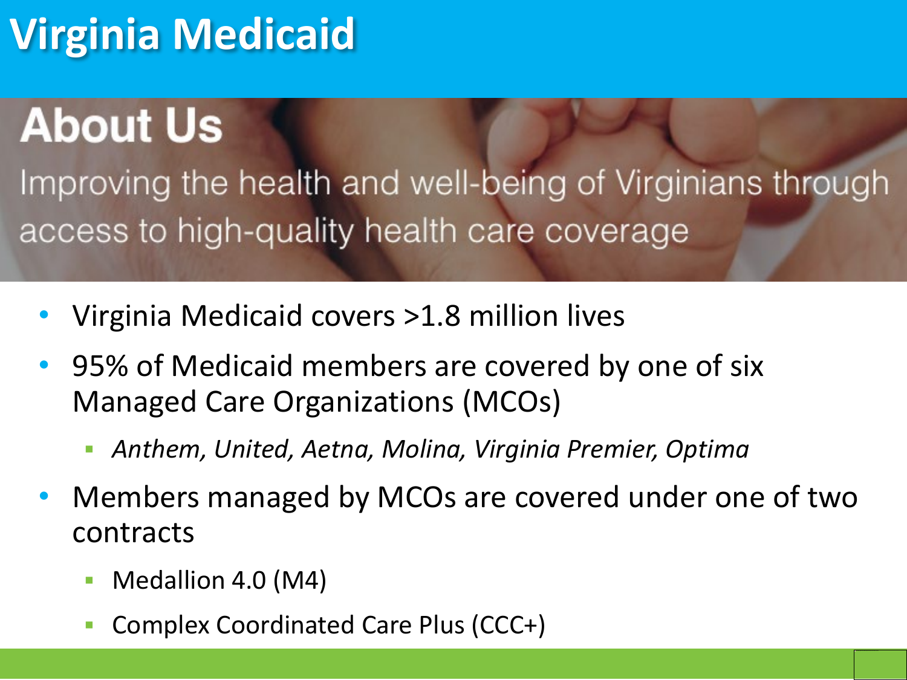# Virginia Medicaid

## About Us

Improving the health and well-being of Virginians through access to high-quality health care coverage

- Virginia Medicaid covers >1.8 million lives
- 95% of Medicaid members are covered by one of six Managed Care Organizations (MCOs)
  - *Anthem, United, Aetna, Molina, Virginia Premier, Optima*
- Members managed by MCOs are covered under one of two contracts
  - Medallion 4.0 (M4)
  - Complex Coordinated Care Plus (CCC+)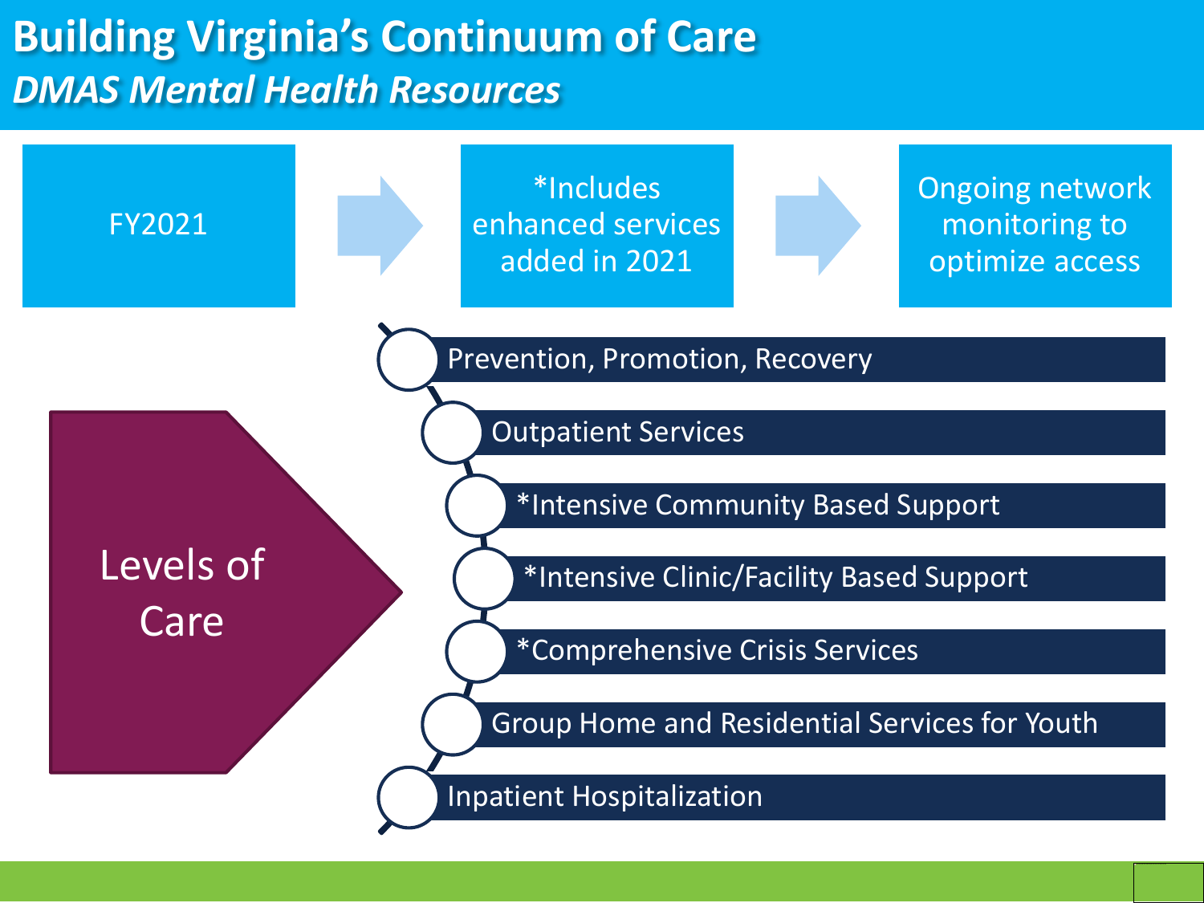# Building Virginia's Continuum of Care

## *DMAS Mental Health Resources*

FY2021 → *Includes enhanced services added in 2021 → Ongoing network monitoring to optimize access

**Levels of Care**

- Prevention, Promotion, Recovery
- Outpatient Services
- *Intensive Community Based Support
- *Intensive Clinic/Facility Based Support
- *Comprehensive Crisis Services
- Group Home and Residential Services for Youth
- Inpatient Hospitalization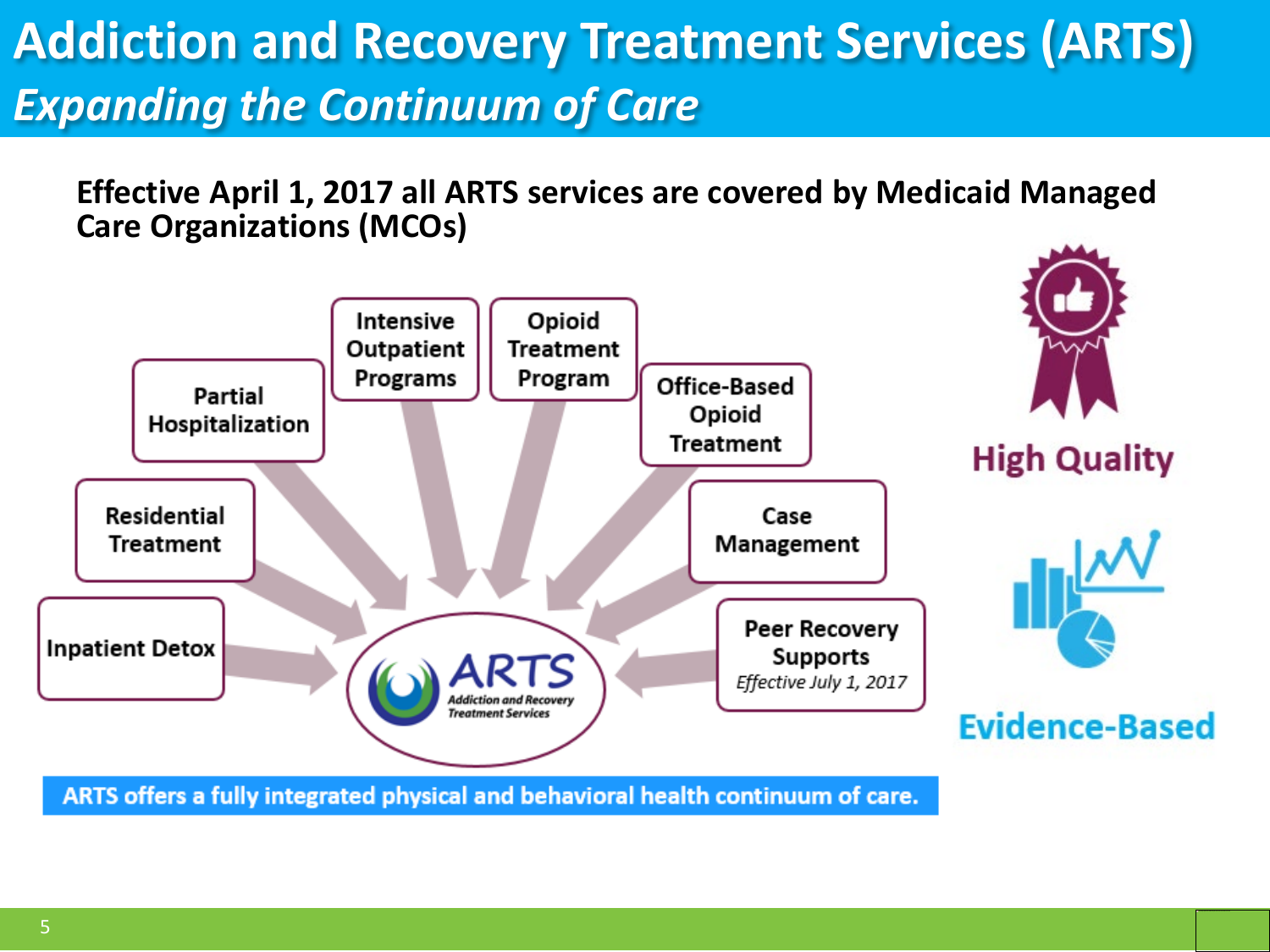# Addiction and Recovery Treatment Services (ARTS)

## *Expanding the Continuum of Care*

**Effective April 1, 2017 all ARTS services are covered by Medicaid Managed Care Organizations (MCOs)**

- Inpatient Detox
- Residential Treatment
- Partial Hospitalization
- Intensive Outpatient Programs
- Opioid Treatment Program
- Office-Based Opioid Treatment
- Case Management
- Peer Recovery Supports *Effective July 1, 2017*

ARTS Addiction and Recovery Treatment Services

High Quality

Evidence-Based

ARTS offers a fully integrated physical and behavioral health continuum of care.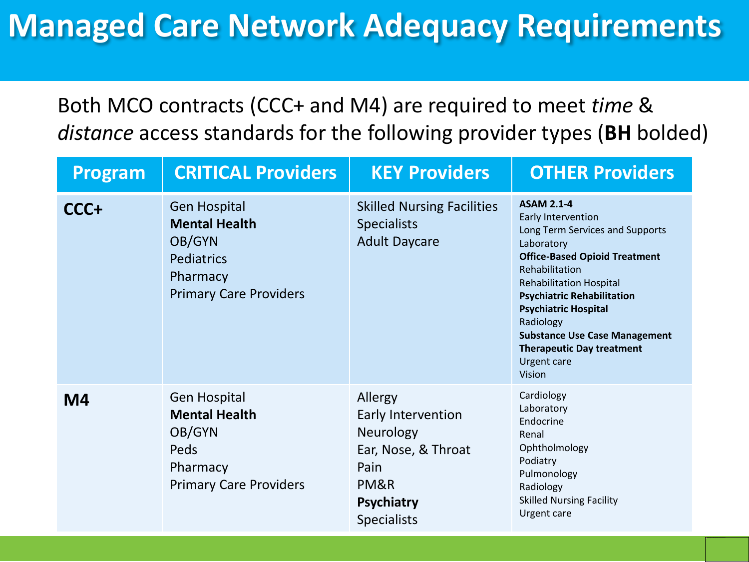# Managed Care Network Adequacy Requirements

Both MCO contracts (CCC+ and M4) are required to meet *time* & *distance* access standards for the following provider types (**BH** bolded)

| Program | CRITICAL Providers | KEY Providers | OTHER Providers |
|---|---|---|---|
| **CCC+** | Gen Hospital<br>**Mental Health**<br>OB/GYN<br>Pediatrics<br>Pharmacy<br>Primary Care Providers | Skilled Nursing Facilities<br>Specialists<br>Adult Daycare | **ASAM 2.1-4**<br>Early Intervention<br>Long Term Services and Supports<br>Laboratory<br>**Office-Based Opioid Treatment**<br>Rehabilitation<br>Rehabilitation Hospital<br>**Psychiatric Rehabilitation**<br>**Psychiatric Hospital**<br>Radiology<br>**Substance Use Case Management**<br>**Therapeutic Day treatment**<br>Urgent care<br>Vision |
| **M4** | Gen Hospital<br>**Mental Health**<br>OB/GYN<br>Peds<br>Pharmacy<br>Primary Care Providers | Allergy<br>Early Intervention<br>Neurology<br>Ear, Nose, & Throat<br>Pain<br>PM&R<br>**Psychiatry**<br>Specialists | Cardiology<br>Laboratory<br>Endocrine<br>Renal<br>Ophtholmology<br>Podiatry<br>Pulmonology<br>Radiology<br>Skilled Nursing Facility<br>Urgent care |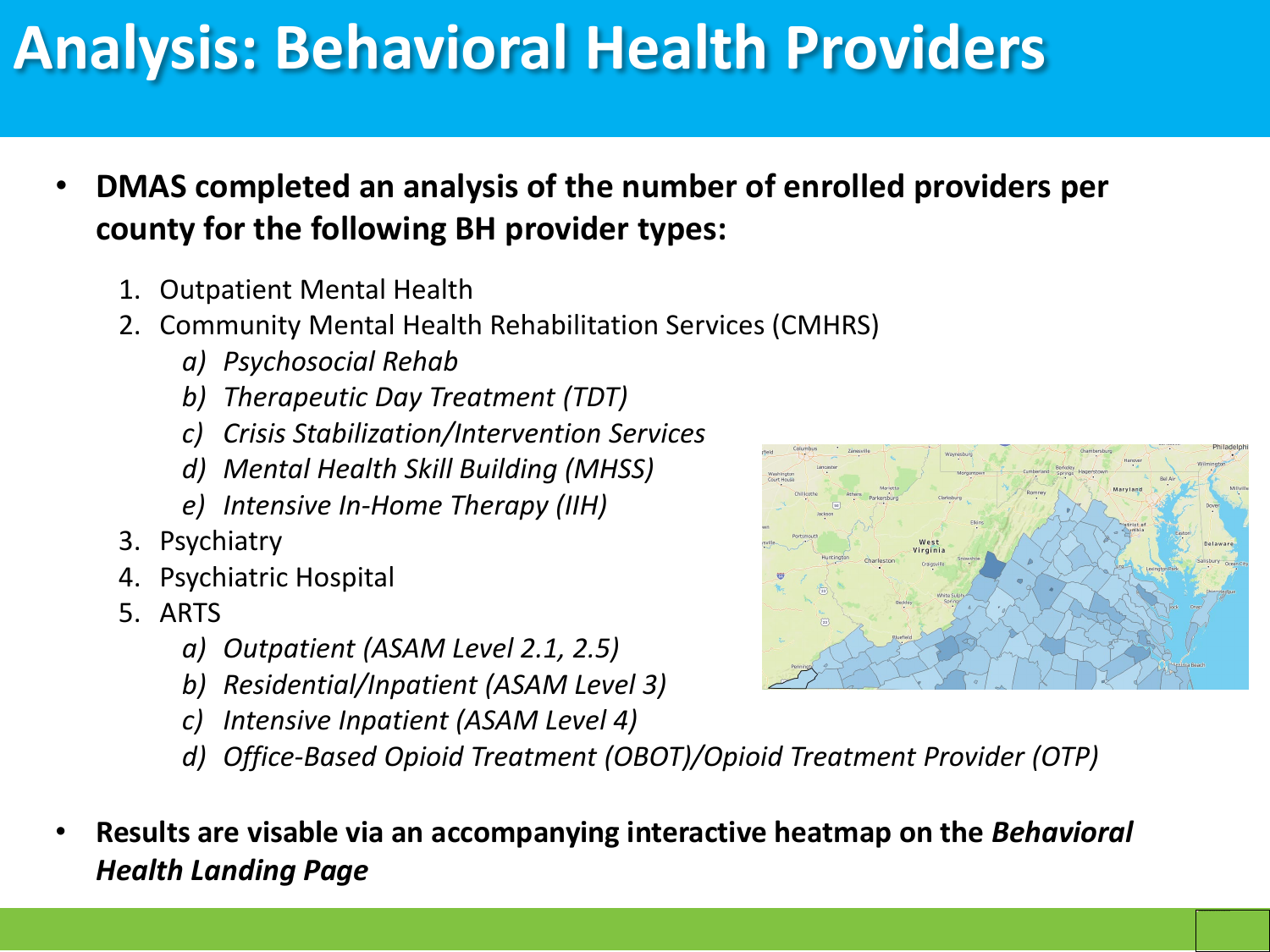# Analysis: Behavioral Health Providers

- **DMAS completed an analysis of the number of enrolled providers per county for the following BH provider types:**
  1. Outpatient Mental Health
  2. Community Mental Health Rehabilitation Services (CMHRS)
     a) *Psychosocial Rehab*
     b) *Therapeutic Day Treatment (TDT)*
     c) *Crisis Stabilization/Intervention Services*
     d) *Mental Health Skill Building (MHSS)*
     e) *Intensive In-Home Therapy (IIH)*
  3. Psychiatry
  4. Psychiatric Hospital
  5. ARTS
     a) *Outpatient (ASAM Level 2.1, 2.5)*
     b) *Residential/Inpatient (ASAM Level 3)*
     c) *Intensive Inpatient (ASAM Level 4)*
     d) *Office-Based Opioid Treatment (OBOT)/Opioid Treatment Provider (OTP)*

- **Results are visable via an accompanying interactive heatmap on the *Behavioral Health Landing Page***